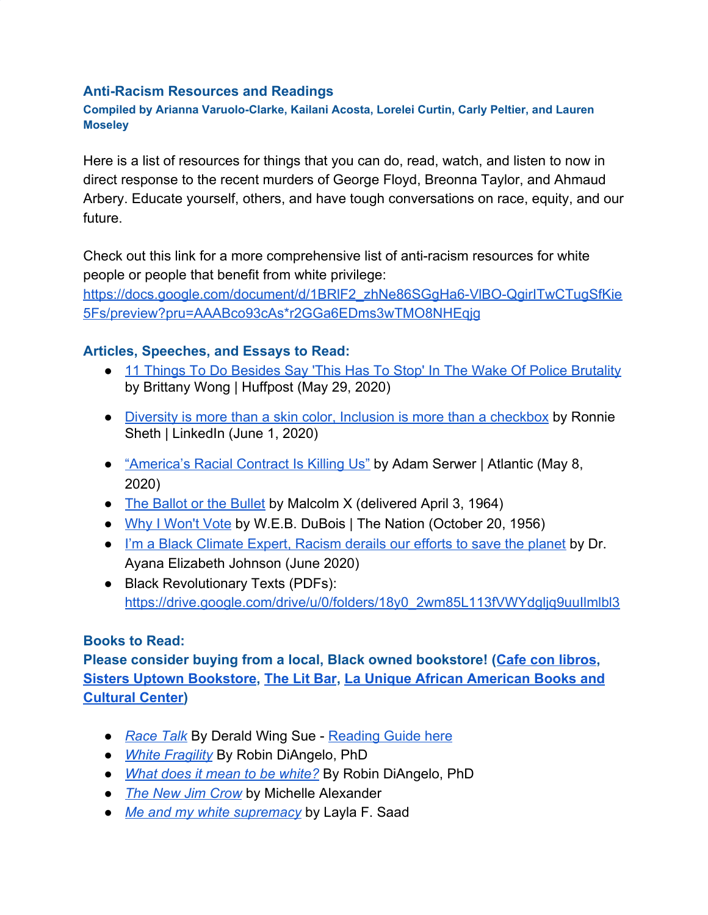## Anti-Racism Resources and Readings

**Compiled by Arianna Varuolo-Clarke, Kailani Acosta, Lorelei Curtin, Carly Peltier, and Lauren Moseley**

Here is a list of resources for things that you can do, read, watch, and listen to now in direct response to the recent murders of George Floyd, Breonna Taylor, and Ahmaud Arbery. Educate yourself, others, and have tough conversations on race, equity, and our future.

Check out this link for a more comprehensive list of anti-racism resources for white people or people that benefit from white privilege: https://docs.google.com/document/d/1BRlF2_zhNe86SGgHa6-VlBO-QgirITwCTugSfKie5Fs/preview?pru=AAABco93cAs*r2GGa6EDms3wTMO8NHEqjg

### Articles, Speeches, and Essays to Read:

- 11 Things To Do Besides Say 'This Has To Stop' In The Wake Of Police Brutality by Brittany Wong | Huffpost (May 29, 2020)
- Diversity is more than a skin color, Inclusion is more than a checkbox by Ronnie Sheth | LinkedIn (June 1, 2020)
- "America's Racial Contract Is Killing Us" by Adam Serwer | Atlantic (May 8, 2020)
- The Ballot or the Bullet by Malcolm X (delivered April 3, 1964)
- Why I Won't Vote by W.E.B. DuBois | The Nation (October 20, 1956)
- I'm a Black Climate Expert, Racism derails our efforts to save the planet by Dr. Ayana Elizabeth Johnson (June 2020)
- Black Revolutionary Texts (PDFs): https://drive.google.com/drive/u/0/folders/18y0_2wm85L113fVWYdgljq9uuIlmlbl3

### Books to Read:

**Please consider buying from a local, Black owned bookstore! (Cafe con libros, Sisters Uptown Bookstore, The Lit Bar, La Unique African American Books and Cultural Center)**

- *Race Talk* By Derald Wing Sue - Reading Guide here
- *White Fragility* By Robin DiAngelo, PhD
- *What does it mean to be white?* By Robin DiAngelo, PhD
- *The New Jim Crow* by Michelle Alexander
- *Me and my white supremacy* by Layla F. Saad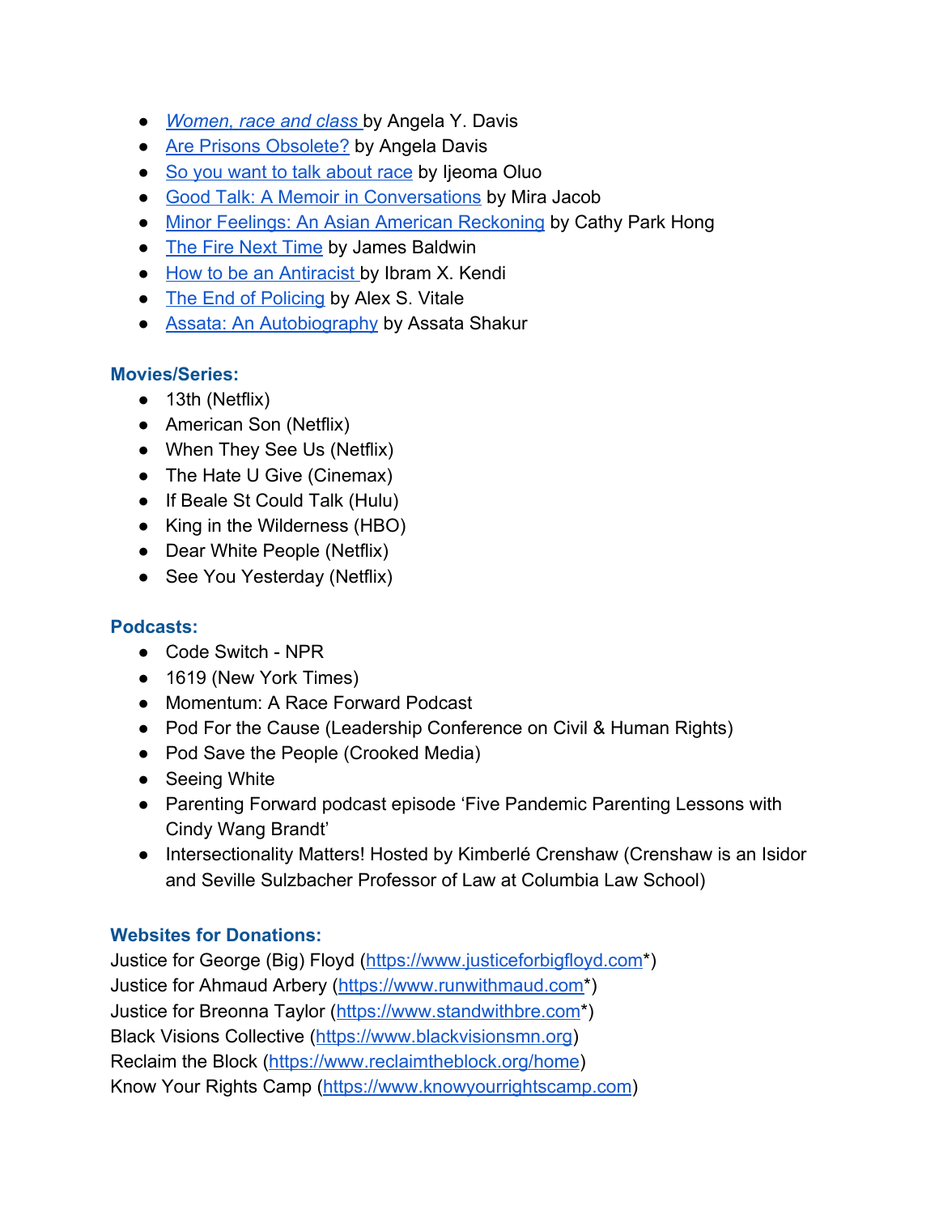- *Women, race and class* by Angela Y. Davis
- Are Prisons Obsolete? by Angela Davis
- So you want to talk about race by Ijeoma Oluo
- Good Talk: A Memoir in Conversations by Mira Jacob
- Minor Feelings: An Asian American Reckoning by Cathy Park Hong
- The Fire Next Time by James Baldwin
- How to be an Antiracist by Ibram X. Kendi
- The End of Policing by Alex S. Vitale
- Assata: An Autobiography by Assata Shakur

**Movies/Series:**

- 13th (Netflix)
- American Son (Netflix)
- When They See Us (Netflix)
- The Hate U Give (Cinemax)
- If Beale St Could Talk (Hulu)
- King in the Wilderness (HBO)
- Dear White People (Netflix)
- See You Yesterday (Netflix)

**Podcasts:**

- Code Switch - NPR
- 1619 (New York Times)
- Momentum: A Race Forward Podcast
- Pod For the Cause (Leadership Conference on Civil & Human Rights)
- Pod Save the People (Crooked Media)
- Seeing White
- Parenting Forward podcast episode 'Five Pandemic Parenting Lessons with Cindy Wang Brandt'
- Intersectionality Matters! Hosted by Kimberlé Crenshaw (Crenshaw is an Isidor and Seville Sulzbacher Professor of Law at Columbia Law School)

**Websites for Donations:**

Justice for George (Big) Floyd (https://www.justiceforbigfloyd.com*)
Justice for Ahmaud Arbery (https://www.runwithmaud.com*)
Justice for Breonna Taylor (https://www.standwithbre.com*)
Black Visions Collective (https://www.blackvisionsmn.org)
Reclaim the Block (https://www.reclaimtheblock.org/home)
Know Your Rights Camp (https://www.knowyourrightscamp.com)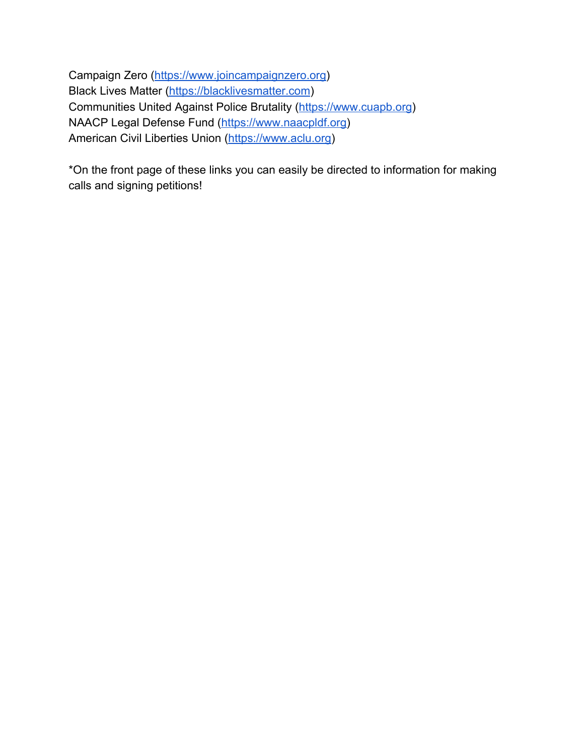Campaign Zero (https://www.joincampaignzero.org)
Black Lives Matter (https://blacklivesmatter.com)
Communities United Against Police Brutality (https://www.cuapb.org)
NAACP Legal Defense Fund (https://www.naacpldf.org)
American Civil Liberties Union (https://www.aclu.org)

*On the front page of these links you can easily be directed to information for making calls and signing petitions!